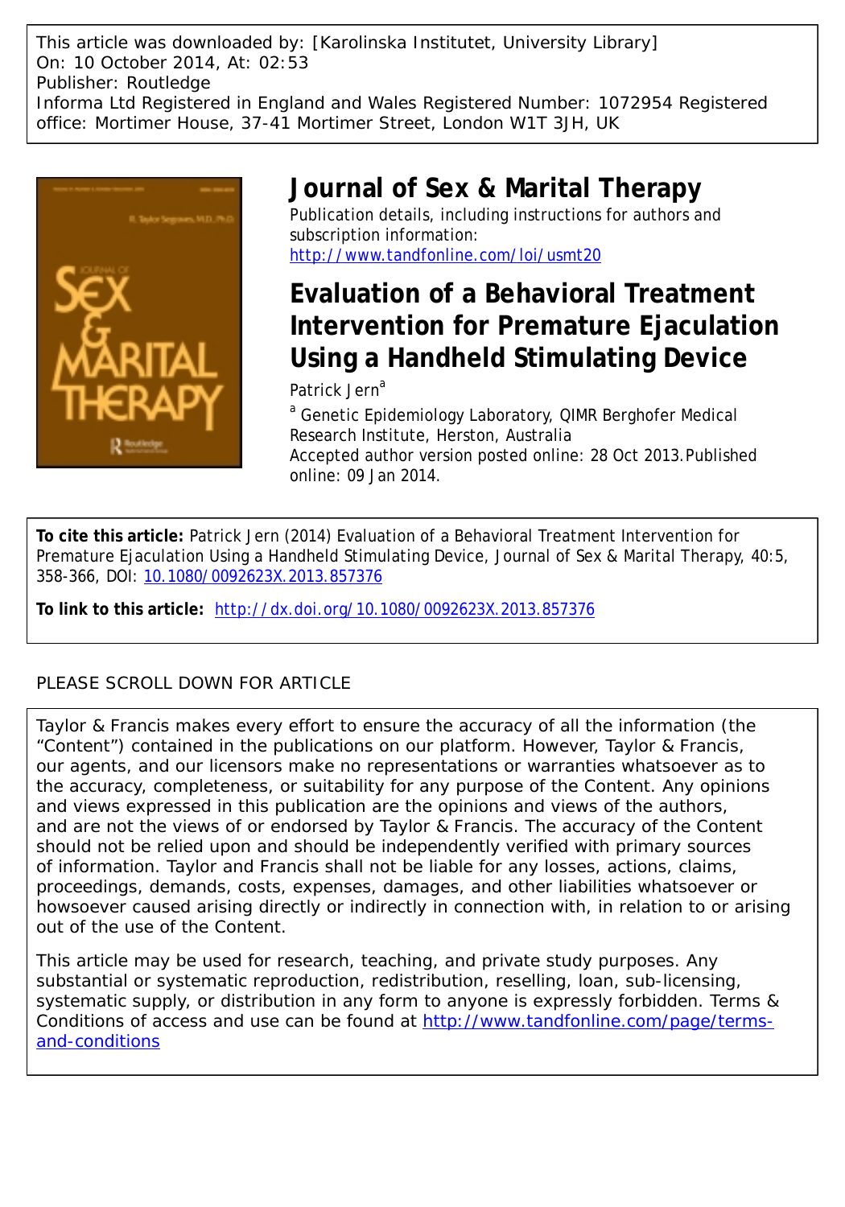This article was downloaded by: [Karolinska Institutet, University Library]
On: 10 October 2014, At: 02:53
Publisher: Routledge
Informa Ltd Registered in England and Wales Registered Number: 1072954 Registered office: Mortimer House, 37-41 Mortimer Street, London W1T 3JH, UK

# Journal of Sex & Marital Therapy

Publication details, including instructions for authors and subscription information:
http://www.tandfonline.com/loi/usmt20

## Evaluation of a Behavioral Treatment Intervention for Premature Ejaculation Using a Handheld Stimulating Device

Patrick Jern[a]

[a] Genetic Epidemiology Laboratory, QIMR Berghofer Medical Research Institute, Herston, Australia

Accepted author version posted online: 28 Oct 2013. Published online: 09 Jan 2014.

**To cite this article:** Patrick Jern (2014) Evaluation of a Behavioral Treatment Intervention for Premature Ejaculation Using a Handheld Stimulating Device, Journal of Sex & Marital Therapy, 40:5, 358-366, DOI: 10.1080/0092623X.2013.857376

**To link to this article:** http://dx.doi.org/10.1080/0092623X.2013.857376

PLEASE SCROLL DOWN FOR ARTICLE

Taylor & Francis makes every effort to ensure the accuracy of all the information (the "Content") contained in the publications on our platform. However, Taylor & Francis, our agents, and our licensors make no representations or warranties whatsoever as to the accuracy, completeness, or suitability for any purpose of the Content. Any opinions and views expressed in this publication are the opinions and views of the authors, and are not the views of or endorsed by Taylor & Francis. The accuracy of the Content should not be relied upon and should be independently verified with primary sources of information. Taylor and Francis shall not be liable for any losses, actions, claims, proceedings, demands, costs, expenses, damages, and other liabilities whatsoever or howsoever caused arising directly or indirectly in connection with, in relation to or arising out of the use of the Content.

This article may be used for research, teaching, and private study purposes. Any substantial or systematic reproduction, redistribution, reselling, loan, sub-licensing, systematic supply, or distribution in any form to anyone is expressly forbidden. Terms & Conditions of access and use can be found at http://www.tandfonline.com/page/terms-and-conditions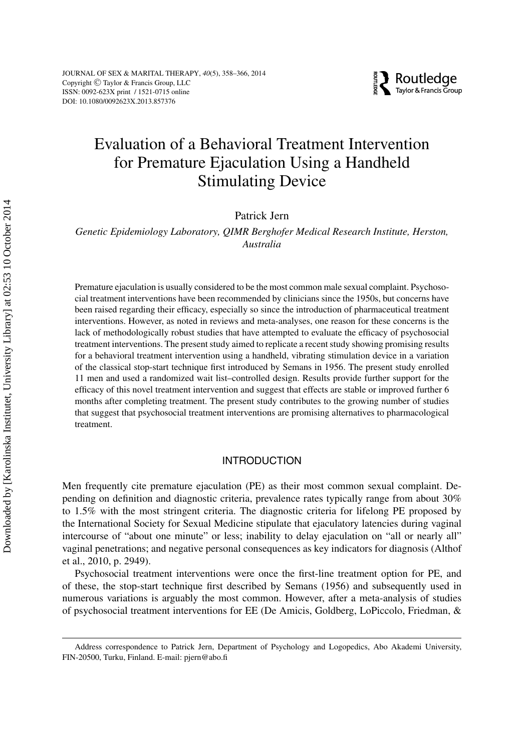# Evaluation of a Behavioral Treatment Intervention for Premature Ejaculation Using a Handheld Stimulating Device

Patrick Jern

*Genetic Epidemiology Laboratory, QIMR Berghofer Medical Research Institute, Herston, Australia*

Premature ejaculation is usually considered to be the most common male sexual complaint. Psychosocial treatment interventions have been recommended by clinicians since the 1950s, but concerns have been raised regarding their efficacy, especially so since the introduction of pharmaceutical treatment interventions. However, as noted in reviews and meta-analyses, one reason for these concerns is the lack of methodologically robust studies that have attempted to evaluate the efficacy of psychosocial treatment interventions. The present study aimed to replicate a recent study showing promising results for a behavioral treatment intervention using a handheld, vibrating stimulation device in a variation of the classical stop-start technique first introduced by Semans in 1956. The present study enrolled 11 men and used a randomized wait list–controlled design. Results provide further support for the efficacy of this novel treatment intervention and suggest that effects are stable or improved further 6 months after completing treatment. The present study contributes to the growing number of studies that suggest that psychosocial treatment interventions are promising alternatives to pharmacological treatment.

## INTRODUCTION

Men frequently cite premature ejaculation (PE) as their most common sexual complaint. Depending on definition and diagnostic criteria, prevalence rates typically range from about 30% to 1.5% with the most stringent criteria. The diagnostic criteria for lifelong PE proposed by the International Society for Sexual Medicine stipulate that ejaculatory latencies during vaginal intercourse of "about one minute" or less; inability to delay ejaculation on "all or nearly all" vaginal penetrations; and negative personal consequences as key indicators for diagnosis (Althof et al., 2010, p. 2949).

Psychosocial treatment interventions were once the first-line treatment option for PE, and of these, the stop-start technique first described by Semans (1956) and subsequently used in numerous variations is arguably the most common. However, after a meta-analysis of studies of psychosocial treatment interventions for EE (De Amicis, Goldberg, LoPiccolo, Friedman, &

Address correspondence to Patrick Jern, Department of Psychology and Logopedics, Abo Akademi University, FIN-20500, Turku, Finland. E-mail: pjern@abo.fi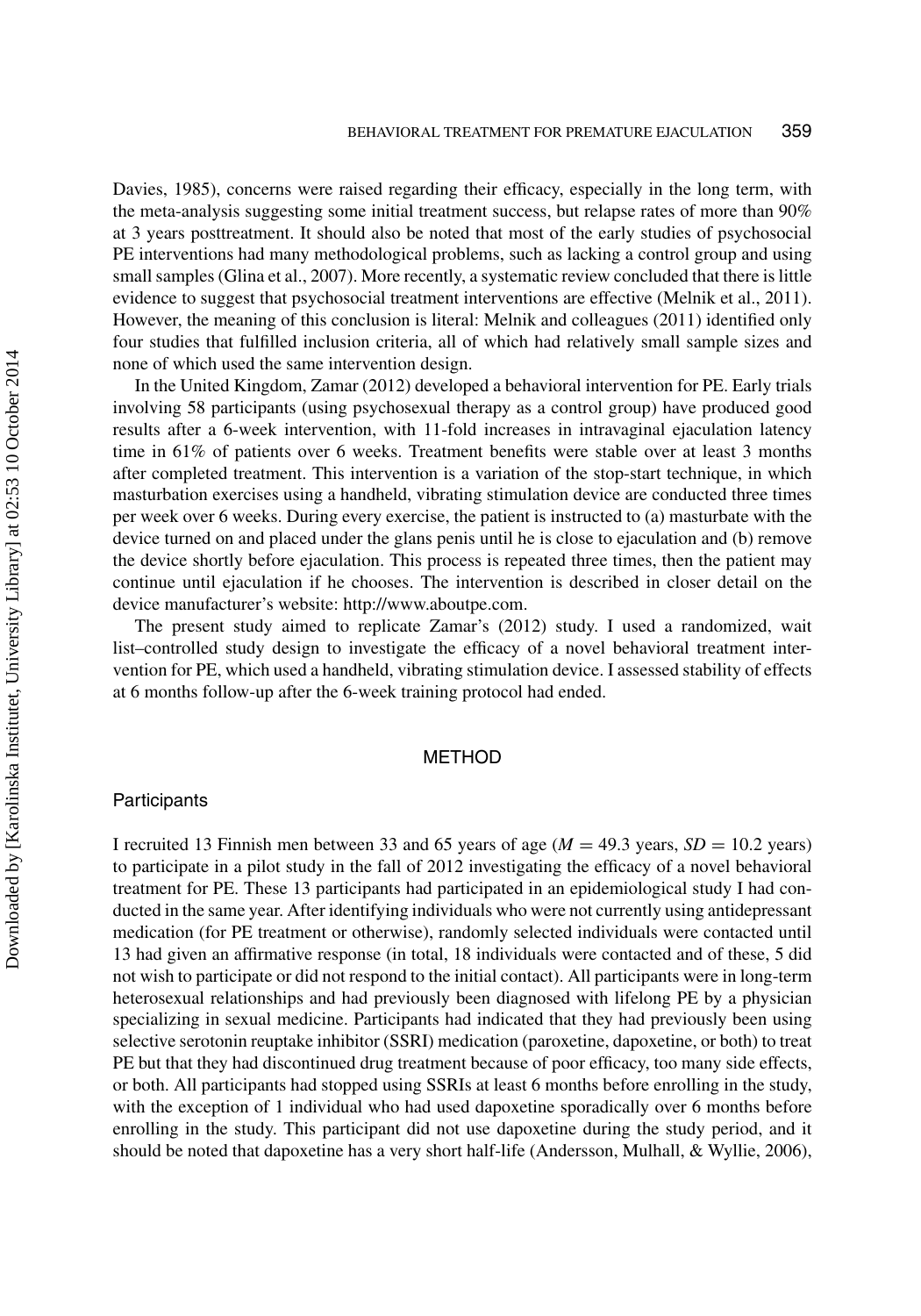Davies, 1985), concerns were raised regarding their efficacy, especially in the long term, with the meta-analysis suggesting some initial treatment success, but relapse rates of more than 90% at 3 years posttreatment. It should also be noted that most of the early studies of psychosocial PE interventions had many methodological problems, such as lacking a control group and using small samples (Glina et al., 2007). More recently, a systematic review concluded that there is little evidence to suggest that psychosocial treatment interventions are effective (Melnik et al., 2011). However, the meaning of this conclusion is literal: Melnik and colleagues (2011) identified only four studies that fulfilled inclusion criteria, all of which had relatively small sample sizes and none of which used the same intervention design.

In the United Kingdom, Zamar (2012) developed a behavioral intervention for PE. Early trials involving 58 participants (using psychosexual therapy as a control group) have produced good results after a 6-week intervention, with 11-fold increases in intravaginal ejaculation latency time in 61% of patients over 6 weeks. Treatment benefits were stable over at least 3 months after completed treatment. This intervention is a variation of the stop-start technique, in which masturbation exercises using a handheld, vibrating stimulation device are conducted three times per week over 6 weeks. During every exercise, the patient is instructed to (a) masturbate with the device turned on and placed under the glans penis until he is close to ejaculation and (b) remove the device shortly before ejaculation. This process is repeated three times, then the patient may continue until ejaculation if he chooses. The intervention is described in closer detail on the device manufacturer's website: http://www.aboutpe.com.

The present study aimed to replicate Zamar's (2012) study. I used a randomized, wait list–controlled study design to investigate the efficacy of a novel behavioral treatment intervention for PE, which used a handheld, vibrating stimulation device. I assessed stability of effects at 6 months follow-up after the 6-week training protocol had ended.

## METHOD

### Participants

I recruited 13 Finnish men between 33 and 65 years of age ($M = 49.3$ years, $SD = 10.2$ years) to participate in a pilot study in the fall of 2012 investigating the efficacy of a novel behavioral treatment for PE. These 13 participants had participated in an epidemiological study I had conducted in the same year. After identifying individuals who were not currently using antidepressant medication (for PE treatment or otherwise), randomly selected individuals were contacted until 13 had given an affirmative response (in total, 18 individuals were contacted and of these, 5 did not wish to participate or did not respond to the initial contact). All participants were in long-term heterosexual relationships and had previously been diagnosed with lifelong PE by a physician specializing in sexual medicine. Participants had indicated that they had previously been using selective serotonin reuptake inhibitor (SSRI) medication (paroxetine, dapoxetine, or both) to treat PE but that they had discontinued drug treatment because of poor efficacy, too many side effects, or both. All participants had stopped using SSRIs at least 6 months before enrolling in the study, with the exception of 1 individual who had used dapoxetine sporadically over 6 months before enrolling in the study. This participant did not use dapoxetine during the study period, and it should be noted that dapoxetine has a very short half-life (Andersson, Mulhall, & Wyllie, 2006),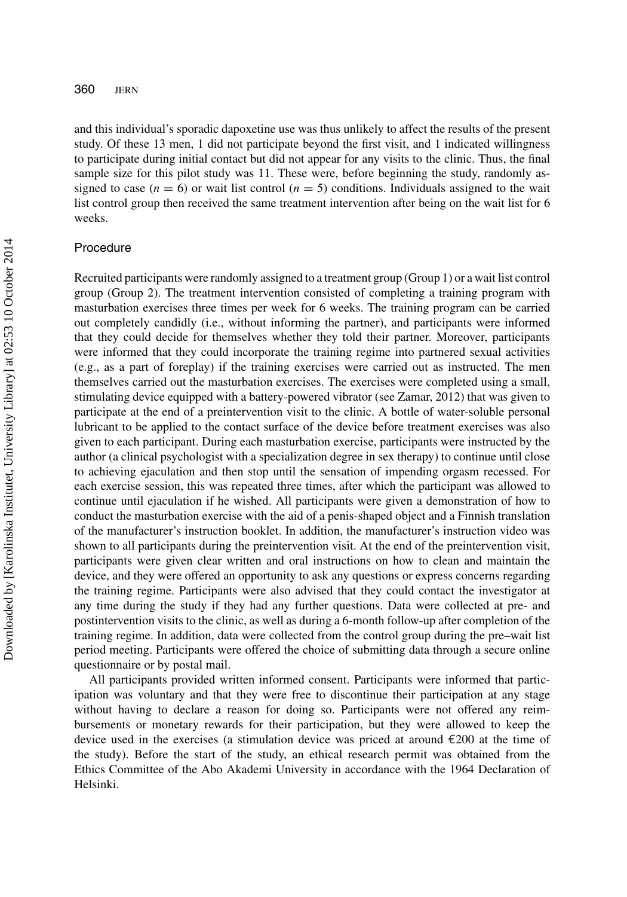and this individual's sporadic dapoxetine use was thus unlikely to affect the results of the present study. Of these 13 men, 1 did not participate beyond the first visit, and 1 indicated willingness to participate during initial contact but did not appear for any visits to the clinic. Thus, the final sample size for this pilot study was 11. These were, before beginning the study, randomly assigned to case ($n = 6$) or wait list control ($n = 5$) conditions. Individuals assigned to the wait list control group then received the same treatment intervention after being on the wait list for 6 weeks.

### Procedure

Recruited participants were randomly assigned to a treatment group (Group 1) or a wait list control group (Group 2). The treatment intervention consisted of completing a training program with masturbation exercises three times per week for 6 weeks. The training program can be carried out completely candidly (i.e., without informing the partner), and participants were informed that they could decide for themselves whether they told their partner. Moreover, participants were informed that they could incorporate the training regime into partnered sexual activities (e.g., as a part of foreplay) if the training exercises were carried out as instructed. The men themselves carried out the masturbation exercises. The exercises were completed using a small, stimulating device equipped with a battery-powered vibrator (see Zamar, 2012) that was given to participate at the end of a preintervention visit to the clinic. A bottle of water-soluble personal lubricant to be applied to the contact surface of the device before treatment exercises was also given to each participant. During each masturbation exercise, participants were instructed by the author (a clinical psychologist with a specialization degree in sex therapy) to continue until close to achieving ejaculation and then stop until the sensation of impending orgasm recessed. For each exercise session, this was repeated three times, after which the participant was allowed to continue until ejaculation if he wished. All participants were given a demonstration of how to conduct the masturbation exercise with the aid of a penis-shaped object and a Finnish translation of the manufacturer's instruction booklet. In addition, the manufacturer's instruction video was shown to all participants during the preintervention visit. At the end of the preintervention visit, participants were given clear written and oral instructions on how to clean and maintain the device, and they were offered an opportunity to ask any questions or express concerns regarding the training regime. Participants were also advised that they could contact the investigator at any time during the study if they had any further questions. Data were collected at pre- and postintervention visits to the clinic, as well as during a 6-month follow-up after completion of the training regime. In addition, data were collected from the control group during the pre–wait list period meeting. Participants were offered the choice of submitting data through a secure online questionnaire or by postal mail.

All participants provided written informed consent. Participants were informed that participation was voluntary and that they were free to discontinue their participation at any stage without having to declare a reason for doing so. Participants were not offered any reimbursements or monetary rewards for their participation, but they were allowed to keep the device used in the exercises (a stimulation device was priced at around €200 at the time of the study). Before the start of the study, an ethical research permit was obtained from the Ethics Committee of the Abo Akademi University in accordance with the 1964 Declaration of Helsinki.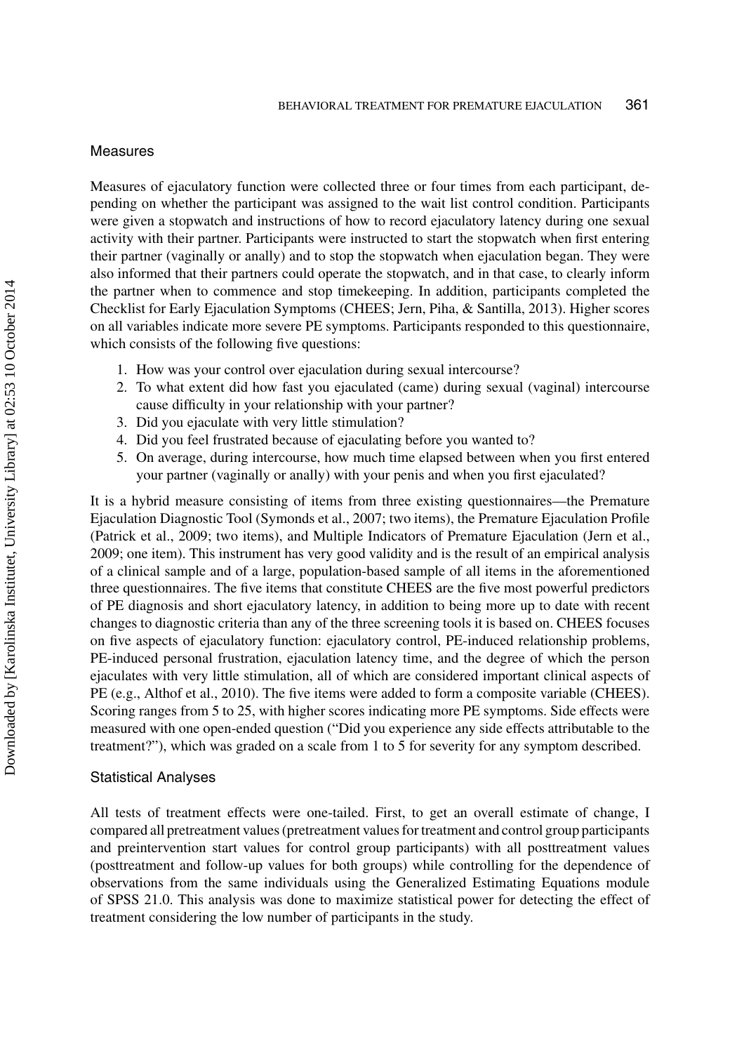## Measures

Measures of ejaculatory function were collected three or four times from each participant, depending on whether the participant was assigned to the wait list control condition. Participants were given a stopwatch and instructions of how to record ejaculatory latency during one sexual activity with their partner. Participants were instructed to start the stopwatch when first entering their partner (vaginally or anally) and to stop the stopwatch when ejaculation began. They were also informed that their partners could operate the stopwatch, and in that case, to clearly inform the partner when to commence and stop timekeeping. In addition, participants completed the Checklist for Early Ejaculation Symptoms (CHEES; Jern, Piha, & Santilla, 2013). Higher scores on all variables indicate more severe PE symptoms. Participants responded to this questionnaire, which consists of the following five questions:

1. How was your control over ejaculation during sexual intercourse?
2. To what extent did how fast you ejaculated (came) during sexual (vaginal) intercourse cause difficulty in your relationship with your partner?
3. Did you ejaculate with very little stimulation?
4. Did you feel frustrated because of ejaculating before you wanted to?
5. On average, during intercourse, how much time elapsed between when you first entered your partner (vaginally or anally) with your penis and when you first ejaculated?

It is a hybrid measure consisting of items from three existing questionnaires—the Premature Ejaculation Diagnostic Tool (Symonds et al., 2007; two items), the Premature Ejaculation Profile (Patrick et al., 2009; two items), and Multiple Indicators of Premature Ejaculation (Jern et al., 2009; one item). This instrument has very good validity and is the result of an empirical analysis of a clinical sample and of a large, population-based sample of all items in the aforementioned three questionnaires. The five items that constitute CHEES are the five most powerful predictors of PE diagnosis and short ejaculatory latency, in addition to being more up to date with recent changes to diagnostic criteria than any of the three screening tools it is based on. CHEES focuses on five aspects of ejaculatory function: ejaculatory control, PE-induced relationship problems, PE-induced personal frustration, ejaculation latency time, and the degree of which the person ejaculates with very little stimulation, all of which are considered important clinical aspects of PE (e.g., Althof et al., 2010). The five items were added to form a composite variable (CHEES). Scoring ranges from 5 to 25, with higher scores indicating more PE symptoms. Side effects were measured with one open-ended question ("Did you experience any side effects attributable to the treatment?"), which was graded on a scale from 1 to 5 for severity for any symptom described.

## Statistical Analyses

All tests of treatment effects were one-tailed. First, to get an overall estimate of change, I compared all pretreatment values (pretreatment values for treatment and control group participants and preintervention start values for control group participants) with all posttreatment values (posttreatment and follow-up values for both groups) while controlling for the dependence of observations from the same individuals using the Generalized Estimating Equations module of SPSS 21.0. This analysis was done to maximize statistical power for detecting the effect of treatment considering the low number of participants in the study.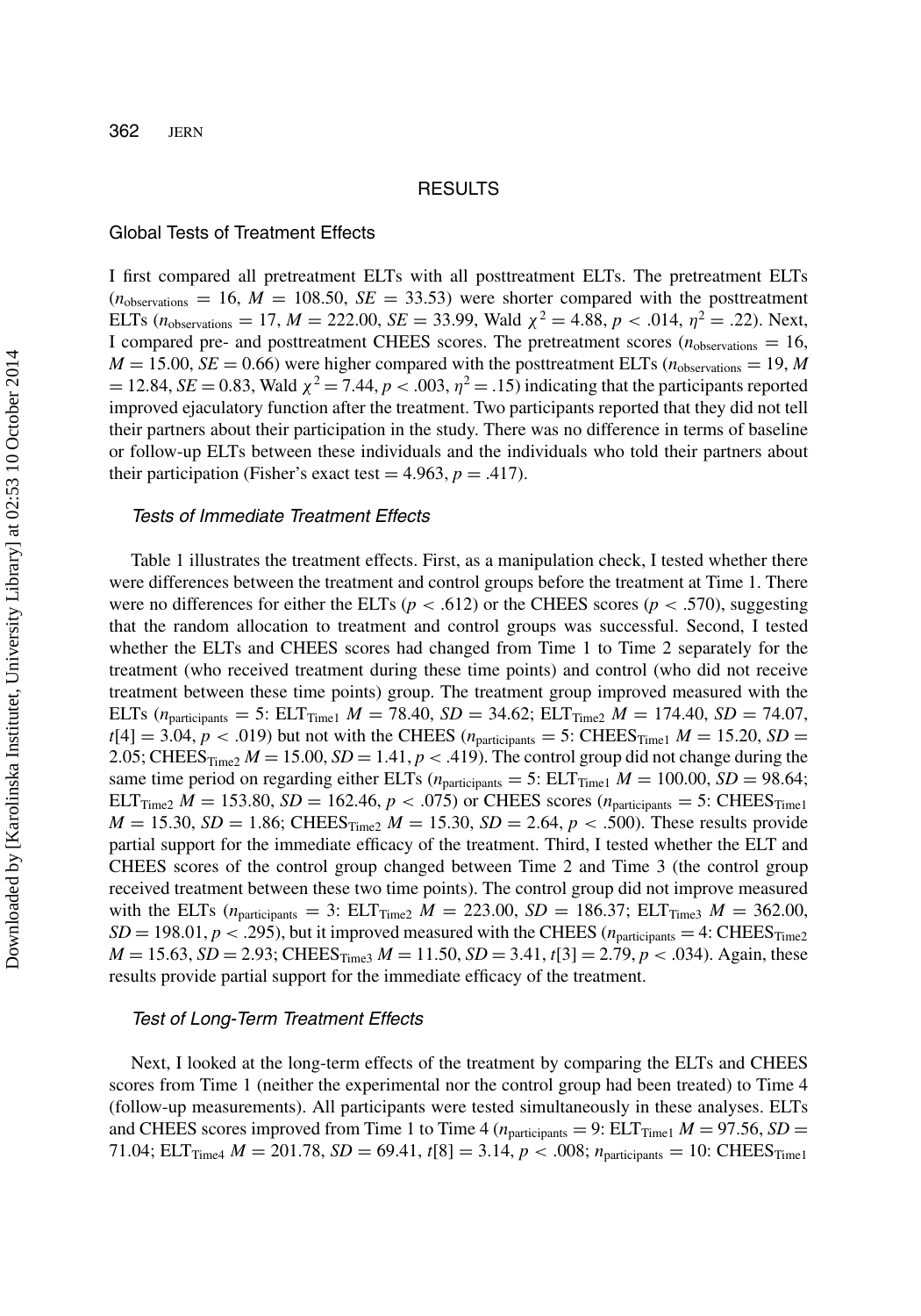## RESULTS

### Global Tests of Treatment Effects

I first compared all pretreatment ELTs with all posttreatment ELTs. The pretreatment ELTs ($n_{\text{observations}} = 16$, $M = 108.50$, $SE = 33.53$) were shorter compared with the posttreatment ELTs ($n_{\text{observations}} = 17$, $M = 222.00$, $SE = 33.99$, Wald $\chi^2 = 4.88$, $p < .014$, $\eta^2 = .22$). Next, I compared pre- and posttreatment CHEES scores. The pretreatment scores ($n_{\text{observations}} = 16$, $M = 15.00$, $SE = 0.66$) were higher compared with the posttreatment ELTs ($n_{\text{observations}} = 19$, $M = 12.84$, $SE = 0.83$, Wald $\chi^2 = 7.44$, $p < .003$, $\eta^2 = .15$) indicating that the participants reported improved ejaculatory function after the treatment. Two participants reported that they did not tell their partners about their participation in the study. There was no difference in terms of baseline or follow-up ELTs between these individuals and the individuals who told their partners about their participation (Fisher's exact test = 4.963, $p = .417$).

#### *Tests of Immediate Treatment Effects*

Table 1 illustrates the treatment effects. First, as a manipulation check, I tested whether there were differences between the treatment and control groups before the treatment at Time 1. There were no differences for either the ELTs ($p < .612$) or the CHEES scores ($p < .570$), suggesting that the random allocation to treatment and control groups was successful. Second, I tested whether the ELTs and CHEES scores had changed from Time 1 to Time 2 separately for the treatment (who received treatment during these time points) and control (who did not receive treatment between these time points) group. The treatment group improved measured with the ELTs ($n_{\text{participants}} = 5$: $\text{ELT}_{\text{Time1}}$ $M = 78.40$, $SD = 34.62$; $\text{ELT}_{\text{Time2}}$ $M = 174.40$, $SD = 74.07$, $t[4] = 3.04$, $p < .019$) but not with the CHEES ($n_{\text{participants}} = 5$: $\text{CHEES}_{\text{Time1}}$ $M = 15.20$, $SD = 2.05$; $\text{CHEES}_{\text{Time2}}$ $M = 15.00$, $SD = 1.41$, $p < .419$). The control group did not change during the same time period on regarding either ELTs ($n_{\text{participants}} = 5$: $\text{ELT}_{\text{Time1}}$ $M = 100.00$, $SD = 98.64$; $\text{ELT}_{\text{Time2}}$ $M = 153.80$, $SD = 162.46$, $p < .075$) or CHEES scores ($n_{\text{participants}} = 5$: $\text{CHEES}_{\text{Time1}}$ $M = 15.30$, $SD = 1.86$; $\text{CHEES}_{\text{Time2}}$ $M = 15.30$, $SD = 2.64$, $p < .500$). These results provide partial support for the immediate efficacy of the treatment. Third, I tested whether the ELT and CHEES scores of the control group changed between Time 2 and Time 3 (the control group received treatment between these two time points). The control group did not improve measured with the ELTs ($n_{\text{participants}} = 3$: $\text{ELT}_{\text{Time2}}$ $M = 223.00$, $SD = 186.37$; $\text{ELT}_{\text{Time3}}$ $M = 362.00$, $SD = 198.01$, $p < .295$), but it improved measured with the CHEES ($n_{\text{participants}} = 4$: $\text{CHEES}_{\text{Time2}}$ $M = 15.63$, $SD = 2.93$; $\text{CHEES}_{\text{Time3}}$ $M = 11.50$, $SD = 3.41$, $t[3] = 2.79$, $p < .034$). Again, these results provide partial support for the immediate efficacy of the treatment.

#### *Test of Long-Term Treatment Effects*

Next, I looked at the long-term effects of the treatment by comparing the ELTs and CHEES scores from Time 1 (neither the experimental nor the control group had been treated) to Time 4 (follow-up measurements). All participants were tested simultaneously in these analyses. ELTs and CHEES scores improved from Time 1 to Time 4 ($n_{\text{participants}} = 9$: $\text{ELT}_{\text{Time1}}$ $M = 97.56$, $SD = 71.04$; $\text{ELT}_{\text{Time4}}$ $M = 201.78$, $SD = 69.41$, $t[8] = 3.14$, $p < .008$; $n_{\text{participants}} = 10$: $\text{CHEES}_{\text{Time1}}$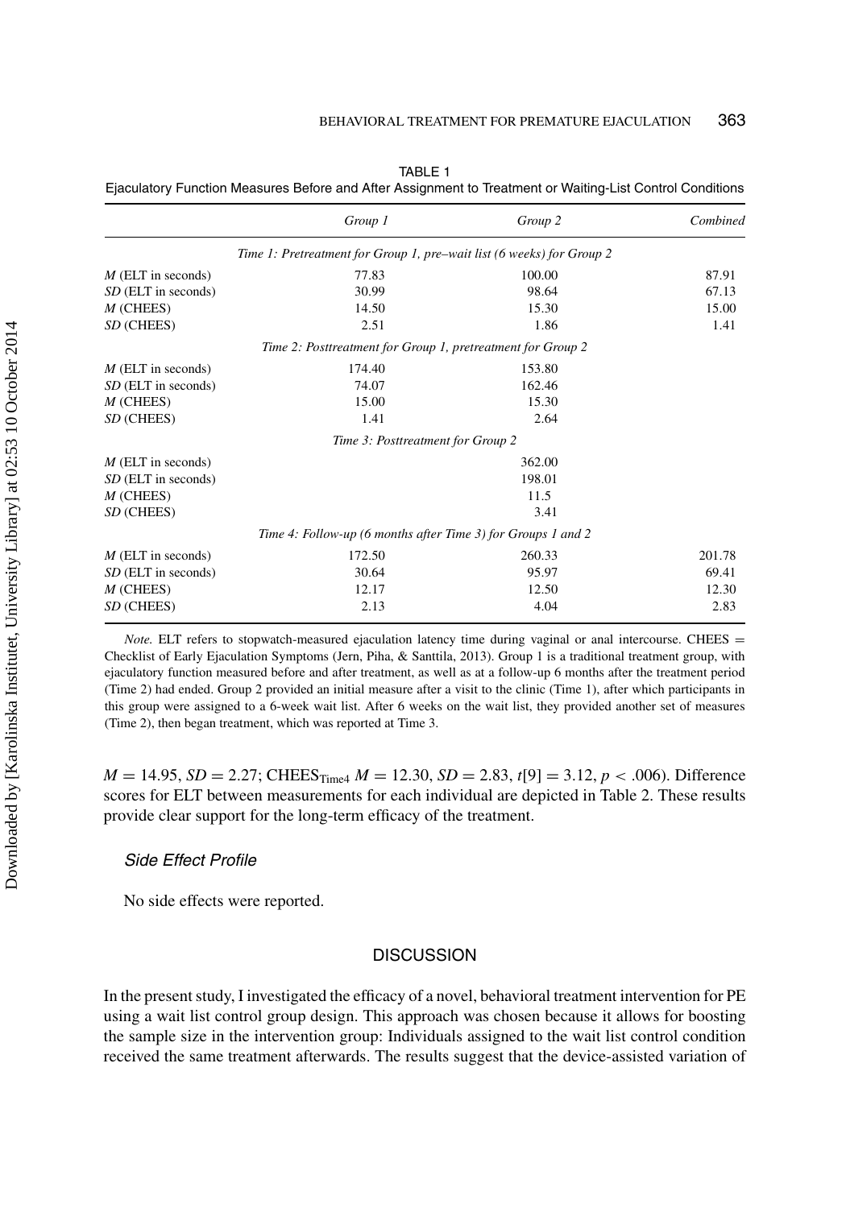TABLE 1

Ejaculatory Function Measures Before and After Assignment to Treatment or Waiting-List Control Conditions

| | *Group 1* | *Group 2* | *Combined* |
|---|---|---|---|
| *Time 1: Pretreatment for Group 1, pre–wait list (6 weeks) for Group 2* | | | |
| *M* (ELT in seconds) | 77.83 | 100.00 | 87.91 |
| *SD* (ELT in seconds) | 30.99 | 98.64 | 67.13 |
| *M* (CHEES) | 14.50 | 15.30 | 15.00 |
| *SD* (CHEES) | 2.51 | 1.86 | 1.41 |
| *Time 2: Posttreatment for Group 1, pretreatment for Group 2* | | | |
| *M* (ELT in seconds) | 174.40 | 153.80 | |
| *SD* (ELT in seconds) | 74.07 | 162.46 | |
| *M* (CHEES) | 15.00 | 15.30 | |
| *SD* (CHEES) | 1.41 | 2.64 | |
| *Time 3: Posttreatment for Group 2* | | | |
| *M* (ELT in seconds) | | 362.00 | |
| *SD* (ELT in seconds) | | 198.01 | |
| *M* (CHEES) | | 11.5 | |
| *SD* (CHEES) | | 3.41 | |
| *Time 4: Follow-up (6 months after Time 3) for Groups 1 and 2* | | | |
| *M* (ELT in seconds) | 172.50 | 260.33 | 201.78 |
| *SD* (ELT in seconds) | 30.64 | 95.97 | 69.41 |
| *M* (CHEES) | 12.17 | 12.50 | 12.30 |
| *SD* (CHEES) | 2.13 | 4.04 | 2.83 |

*Note.* ELT refers to stopwatch-measured ejaculation latency time during vaginal or anal intercourse. CHEES = Checklist of Early Ejaculation Symptoms (Jern, Piha, & Santtila, 2013). Group 1 is a traditional treatment group, with ejaculatory function measured before and after treatment, as well as at a follow-up 6 months after the treatment period (Time 2) had ended. Group 2 provided an initial measure after a visit to the clinic (Time 1), after which participants in this group were assigned to a 6-week wait list. After 6 weeks on the wait list, they provided another set of measures (Time 2), then began treatment, which was reported at Time 3.

$M = 14.95$, $SD = 2.27$; $\text{CHEES}_{\text{Time4}}$ $M = 12.30$, $SD = 2.83$, $t[9] = 3.12$, $p < .006$). Difference scores for ELT between measurements for each individual are depicted in Table 2. These results provide clear support for the long-term efficacy of the treatment.

### *Side Effect Profile*

No side effects were reported.

## DISCUSSION

In the present study, I investigated the efficacy of a novel, behavioral treatment intervention for PE using a wait list control group design. This approach was chosen because it allows for boosting the sample size in the intervention group: Individuals assigned to the wait list control condition received the same treatment afterwards. The results suggest that the device-assisted variation of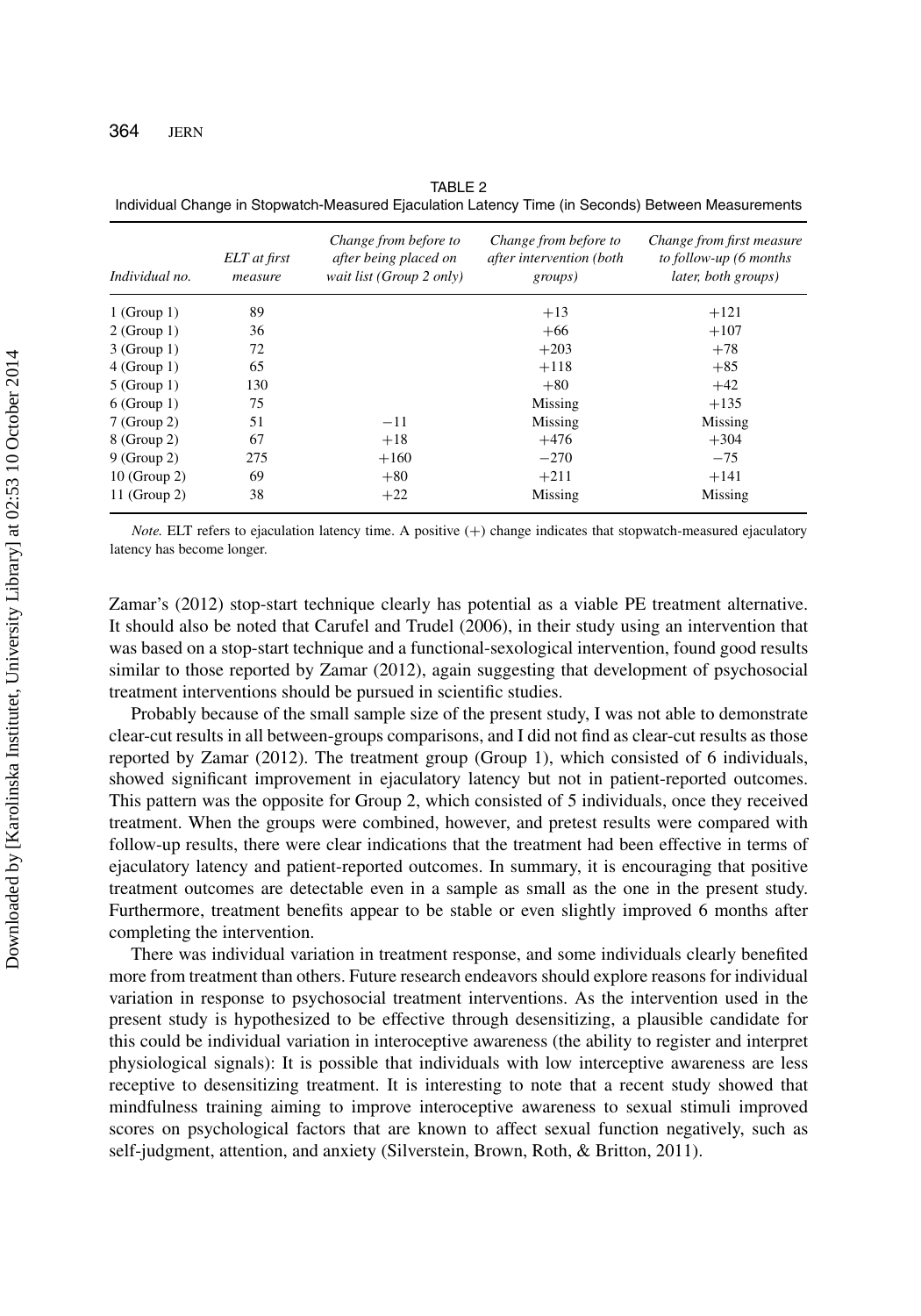TABLE 2
Individual Change in Stopwatch-Measured Ejaculation Latency Time (in Seconds) Between Measurements

| *Individual no.* | *ELT at first measure* | *Change from before to after being placed on wait list (Group 2 only)* | *Change from before to after intervention (both groups)* | *Change from first measure to follow-up (6 months later, both groups)* |
|---|---|---|---|---|
| 1 (Group 1) | 89 | | +13 | +121 |
| 2 (Group 1) | 36 | | +66 | +107 |
| 3 (Group 1) | 72 | | +203 | +78 |
| 4 (Group 1) | 65 | | +118 | +85 |
| 5 (Group 1) | 130 | | +80 | +42 |
| 6 (Group 1) | 75 | | Missing | +135 |
| 7 (Group 2) | 51 | −11 | Missing | Missing |
| 8 (Group 2) | 67 | +18 | +476 | +304 |
| 9 (Group 2) | 275 | +160 | −270 | −75 |
| 10 (Group 2) | 69 | +80 | +211 | +141 |
| 11 (Group 2) | 38 | +22 | Missing | Missing |

*Note.* ELT refers to ejaculation latency time. A positive (+) change indicates that stopwatch-measured ejaculatory latency has become longer.

Zamar's (2012) stop-start technique clearly has potential as a viable PE treatment alternative. It should also be noted that Carufel and Trudel (2006), in their study using an intervention that was based on a stop-start technique and a functional-sexological intervention, found good results similar to those reported by Zamar (2012), again suggesting that development of psychosocial treatment interventions should be pursued in scientific studies.

Probably because of the small sample size of the present study, I was not able to demonstrate clear-cut results in all between-groups comparisons, and I did not find as clear-cut results as those reported by Zamar (2012). The treatment group (Group 1), which consisted of 6 individuals, showed significant improvement in ejaculatory latency but not in patient-reported outcomes. This pattern was the opposite for Group 2, which consisted of 5 individuals, once they received treatment. When the groups were combined, however, and pretest results were compared with follow-up results, there were clear indications that the treatment had been effective in terms of ejaculatory latency and patient-reported outcomes. In summary, it is encouraging that positive treatment outcomes are detectable even in a sample as small as the one in the present study. Furthermore, treatment benefits appear to be stable or even slightly improved 6 months after completing the intervention.

There was individual variation in treatment response, and some individuals clearly benefited more from treatment than others. Future research endeavors should explore reasons for individual variation in response to psychosocial treatment interventions. As the intervention used in the present study is hypothesized to be effective through desensitizing, a plausible candidate for this could be individual variation in interoceptive awareness (the ability to register and interpret physiological signals): It is possible that individuals with low interceptive awareness are less receptive to desensitizing treatment. It is interesting to note that a recent study showed that mindfulness training aiming to improve interoceptive awareness to sexual stimuli improved scores on psychological factors that are known to affect sexual function negatively, such as self-judgment, attention, and anxiety (Silverstein, Brown, Roth, & Britton, 2011).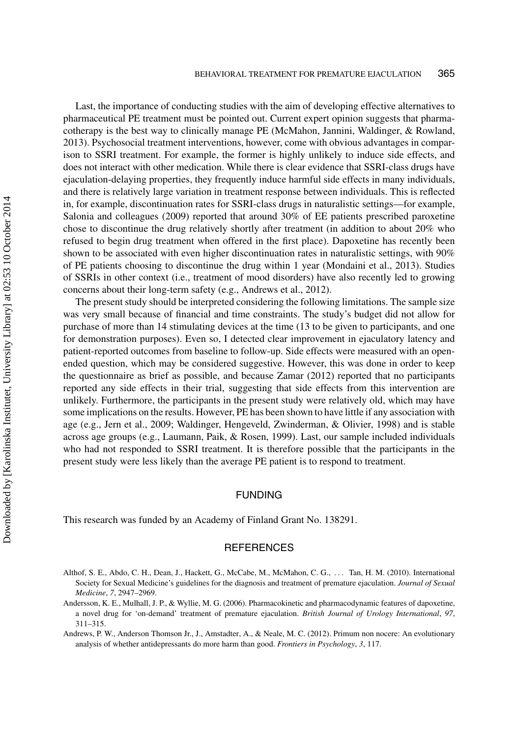Last, the importance of conducting studies with the aim of developing effective alternatives to pharmaceutical PE treatment must be pointed out. Current expert opinion suggests that pharmacotherapy is the best way to clinically manage PE (McMahon, Jannini, Waldinger, & Rowland, 2013). Psychosocial treatment interventions, however, come with obvious advantages in comparison to SSRI treatment. For example, the former is highly unlikely to induce side effects, and does not interact with other medication. While there is clear evidence that SSRI-class drugs have ejaculation-delaying properties, they frequently induce harmful side effects in many individuals, and there is relatively large variation in treatment response between individuals. This is reflected in, for example, discontinuation rates for SSRI-class drugs in naturalistic settings—for example, Salonia and colleagues (2009) reported that around 30% of EE patients prescribed paroxetine chose to discontinue the drug relatively shortly after treatment (in addition to about 20% who refused to begin drug treatment when offered in the first place). Dapoxetine has recently been shown to be associated with even higher discontinuation rates in naturalistic settings, with 90% of PE patients choosing to discontinue the drug within 1 year (Mondaini et al., 2013). Studies of SSRIs in other context (i.e., treatment of mood disorders) have also recently led to growing concerns about their long-term safety (e.g., Andrews et al., 2012).

The present study should be interpreted considering the following limitations. The sample size was very small because of financial and time constraints. The study's budget did not allow for purchase of more than 14 stimulating devices at the time (13 to be given to participants, and one for demonstration purposes). Even so, I detected clear improvement in ejaculatory latency and patient-reported outcomes from baseline to follow-up. Side effects were measured with an open-ended question, which may be considered suggestive. However, this was done in order to keep the questionnaire as brief as possible, and because Zamar (2012) reported that no participants reported any side effects in their trial, suggesting that side effects from this intervention are unlikely. Furthermore, the participants in the present study were relatively old, which may have some implications on the results. However, PE has been shown to have little if any association with age (e.g., Jern et al., 2009; Waldinger, Hengeveld, Zwinderman, & Olivier, 1998) and is stable across age groups (e.g., Laumann, Paik, & Rosen, 1999). Last, our sample included individuals who had not responded to SSRI treatment. It is therefore possible that the participants in the present study were less likely than the average PE patient is to respond to treatment.

## FUNDING

This research was funded by an Academy of Finland Grant No. 138291.

## REFERENCES

Althof, S. E., Abdo, C. H., Dean, J., Hackett, G., McCabe, M., McMahon, C. G., ... Tan, H. M. (2010). International Society for Sexual Medicine's guidelines for the diagnosis and treatment of premature ejaculation. *Journal of Sexual Medicine*, *7*, 2947–2969.

Andersson, K. E., Mulhall, J. P., & Wyllie, M. G. (2006). Pharmacokinetic and pharmacodynamic features of dapoxetine, a novel drug for 'on-demand' treatment of premature ejaculation. *British Journal of Urology International*, *97*, 311–315.

Andrews, P. W., Anderson Thomson Jr., J., Amstadter, A., & Neale, M. C. (2012). Primum non nocere: An evolutionary analysis of whether antidepressants do more harm than good. *Frontiers in Psychology*, *3*, 117.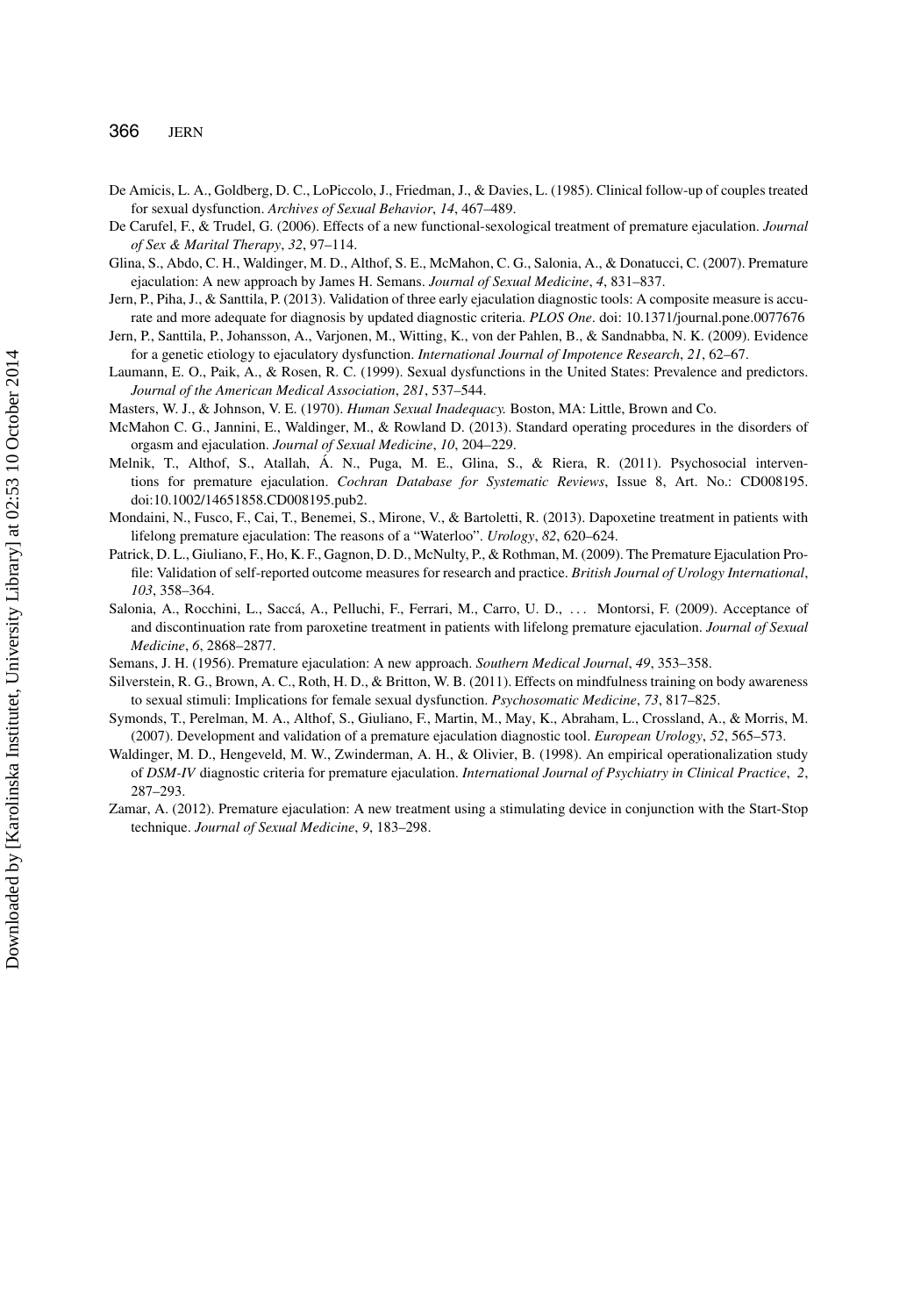De Amicis, L. A., Goldberg, D. C., LoPiccolo, J., Friedman, J., & Davies, L. (1985). Clinical follow-up of couples treated for sexual dysfunction. *Archives of Sexual Behavior*, *14*, 467–489.

De Carufel, F., & Trudel, G. (2006). Effects of a new functional-sexological treatment of premature ejaculation. *Journal of Sex & Marital Therapy*, *32*, 97–114.

Glina, S., Abdo, C. H., Waldinger, M. D., Althof, S. E., McMahon, C. G., Salonia, A., & Donatucci, C. (2007). Premature ejaculation: A new approach by James H. Semans. *Journal of Sexual Medicine*, *4*, 831–837.

Jern, P., Piha, J., & Santtila, P. (2013). Validation of three early ejaculation diagnostic tools: A composite measure is accurate and more adequate for diagnosis by updated diagnostic criteria. *PLOS One*. doi: 10.1371/journal.pone.0077676

Jern, P., Santtila, P., Johansson, A., Varjonen, M., Witting, K., von der Pahlen, B., & Sandnabba, N. K. (2009). Evidence for a genetic etiology to ejaculatory dysfunction. *International Journal of Impotence Research*, *21*, 62–67.

Laumann, E. O., Paik, A., & Rosen, R. C. (1999). Sexual dysfunctions in the United States: Prevalence and predictors. *Journal of the American Medical Association*, *281*, 537–544.

Masters, W. J., & Johnson, V. E. (1970). *Human Sexual Inadequacy.* Boston, MA: Little, Brown and Co.

McMahon C. G., Jannini, E., Waldinger, M., & Rowland D. (2013). Standard operating procedures in the disorders of orgasm and ejaculation. *Journal of Sexual Medicine*, *10*, 204–229.

Melnik, T., Althof, S., Atallah, Á. N., Puga, M. E., Glina, S., & Riera, R. (2011). Psychosocial interventions for premature ejaculation. *Cochran Database for Systematic Reviews*, Issue 8, Art. No.: CD008195. doi:10.1002/14651858.CD008195.pub2.

Mondaini, N., Fusco, F., Cai, T., Benemei, S., Mirone, V., & Bartoletti, R. (2013). Dapoxetine treatment in patients with lifelong premature ejaculation: The reasons of a "Waterloo". *Urology*, *82*, 620–624.

Patrick, D. L., Giuliano, F., Ho, K. F., Gagnon, D. D., McNulty, P., & Rothman, M. (2009). The Premature Ejaculation Profile: Validation of self-reported outcome measures for research and practice. *British Journal of Urology International*, *103*, 358–364.

Salonia, A., Rocchini, L., Saccá, A., Pelluchi, F., Ferrari, M., Carro, U. D., ... Montorsi, F. (2009). Acceptance of and discontinuation rate from paroxetine treatment in patients with lifelong premature ejaculation. *Journal of Sexual Medicine*, *6*, 2868–2877.

Semans, J. H. (1956). Premature ejaculation: A new approach. *Southern Medical Journal*, *49*, 353–358.

Silverstein, R. G., Brown, A. C., Roth, H. D., & Britton, W. B. (2011). Effects on mindfulness training on body awareness to sexual stimuli: Implications for female sexual dysfunction. *Psychosomatic Medicine*, *73*, 817–825.

Symonds, T., Perelman, M. A., Althof, S., Giuliano, F., Martin, M., May, K., Abraham, L., Crossland, A., & Morris, M. (2007). Development and validation of a premature ejaculation diagnostic tool. *European Urology*, *52*, 565–573.

Waldinger, M. D., Hengeveld, M. W., Zwinderman, A. H., & Olivier, B. (1998). An empirical operationalization study of *DSM-IV* diagnostic criteria for premature ejaculation. *International Journal of Psychiatry in Clinical Practice*, *2*, 287–293.

Zamar, A. (2012). Premature ejaculation: A new treatment using a stimulating device in conjunction with the Start-Stop technique. *Journal of Sexual Medicine*, *9*, 183–298.